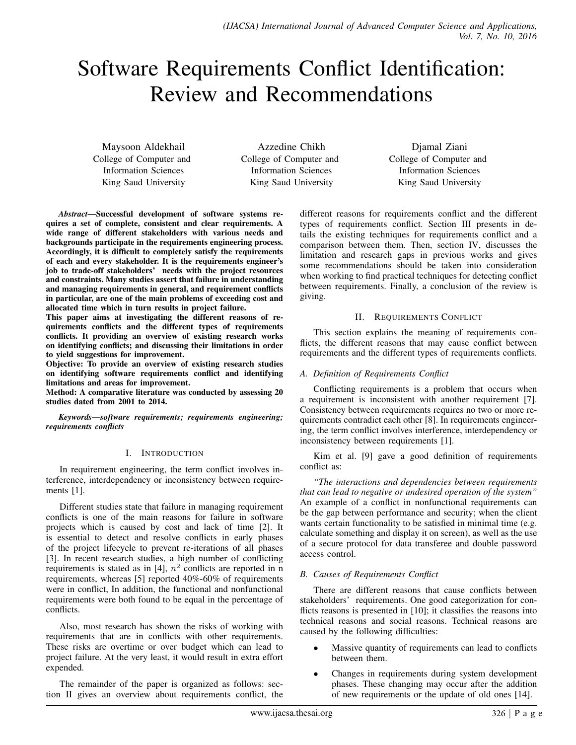# Software Requirements Conflict Identification: Review and Recommendations

Maysoon Aldekhail
College of Computer and Information Sciences
King Saud University

Azzedine Chikh
College of Computer and Information Sciences
King Saud University

Djamal Ziani
College of Computer and Information Sciences
King Saud University

***Abstract*—Successful development of software systems requires a set of complete, consistent and clear requirements. A wide range of different stakeholders with various needs and backgrounds participate in the requirements engineering process. Accordingly, it is difficult to completely satisfy the requirements of each and every stakeholder. It is the requirements engineer's job to trade-off stakeholders' needs with the project resources and constraints. Many studies assert that failure in understanding and managing requirements in general, and requirement conflicts in particular, are one of the main problems of exceeding cost and allocated time which in turn results in project failure.**

**This paper aims at investigating the different reasons of requirements conflicts and the different types of requirements conflicts. It providing an overview of existing research works on identifying conflicts; and discussing their limitations in order to yield suggestions for improvement.**

**Objective: To provide an overview of existing research studies on identifying software requirements conflict and identifying limitations and areas for improvement.**

**Method: A comparative literature was conducted by assessing 20 studies dated from 2001 to 2014.**

***Keywords*—*software requirements; requirements engineering; requirements conflicts***

## I. Introduction

In requirement engineering, the term conflict involves interference, interdependency or inconsistency between requirements [1].

Different studies state that failure in managing requirement conflicts is one of the main reasons for failure in software projects which is caused by cost and lack of time [2]. It is essential to detect and resolve conflicts in early phases of the project lifecycle to prevent re-iterations of all phases [3]. In recent research studies, a high number of conflicting requirements is stated as in [4], $n^2$ conflicts are reported in n requirements, whereas [5] reported 40%-60% of requirements were in conflict, In addition, the functional and nonfunctional requirements were both found to be equal in the percentage of conflicts.

Also, most research has shown the risks of working with requirements that are in conflicts with other requirements. These risks are overtime or over budget which can lead to project failure. At the very least, it would result in extra effort expended.

The remainder of the paper is organized as follows: section II gives an overview about requirements conflict, the different reasons for requirements conflict and the different types of requirements conflict. Section III presents in details the existing techniques for requirements conflict and a comparison between them. Then, section IV, discusses the limitation and research gaps in previous works and gives some recommendations should be taken into consideration when working to find practical techniques for detecting conflict between requirements. Finally, a conclusion of the review is giving.

## II. Requirements Conflict

This section explains the meaning of requirements conflicts, the different reasons that may cause conflict between requirements and the different types of requirements conflicts.

### A. Definition of Requirements Conflict

Conflicting requirements is a problem that occurs when a requirement is inconsistent with another requirement [7]. Consistency between requirements requires no two or more requirements contradict each other [8]. In requirements engineering, the term conflict involves interference, interdependency or inconsistency between requirements [1].

Kim et al. [9] gave a good definition of requirements conflict as:

*"The interactions and dependencies between requirements that can lead to negative or undesired operation of the system"*
An example of a conflict in nonfunctional requirements can be the gap between performance and security; when the client wants certain functionality to be satisfied in minimal time (e.g. calculate something and display it on screen), as well as the use of a secure protocol for data transferee and double password access control.

### B. Causes of Requirements Conflict

There are different reasons that cause conflicts between stakeholders' requirements. One good categorization for conflicts reasons is presented in [10]; it classifies the reasons into technical reasons and social reasons. Technical reasons are caused by the following difficulties:

- Massive quantity of requirements can lead to conflicts between them.
- Changes in requirements during system development phases. These changing may occur after the addition of new requirements or the update of old ones [14].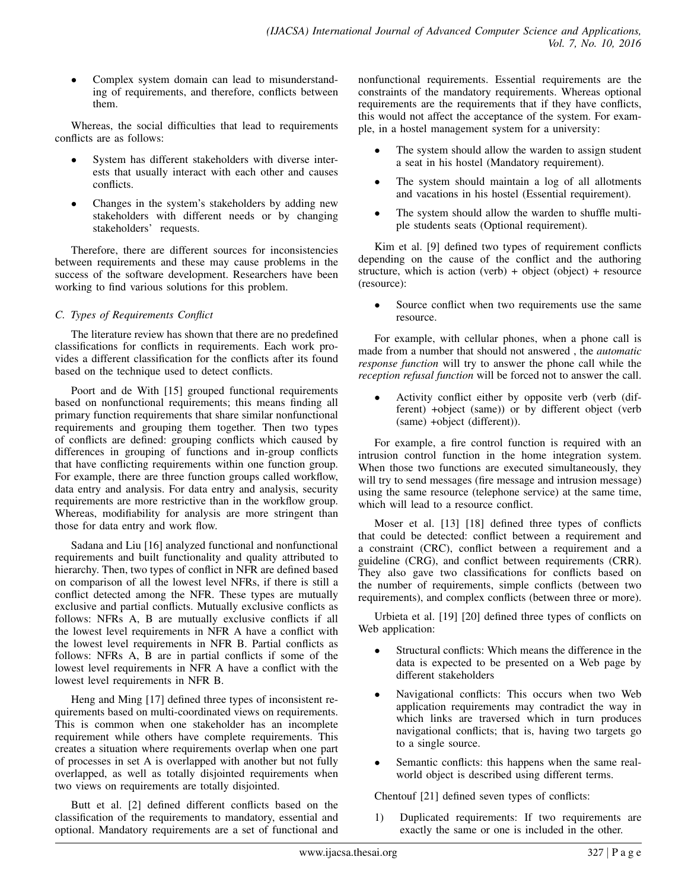- Complex system domain can lead to misunderstanding of requirements, and therefore, conflicts between them.

Whereas, the social difficulties that lead to requirements conflicts are as follows:

- System has different stakeholders with diverse interests that usually interact with each other and causes conflicts.
- Changes in the system's stakeholders by adding new stakeholders with different needs or by changing stakeholders' requests.

Therefore, there are different sources for inconsistencies between requirements and these may cause problems in the success of the software development. Researchers have been working to find various solutions for this problem.

### C. Types of Requirements Conflict

The literature review has shown that there are no predefined classifications for conflicts in requirements. Each work provides a different classification for the conflicts after its found based on the technique used to detect conflicts.

Poort and de With [15] grouped functional requirements based on nonfunctional requirements; this means finding all primary function requirements that share similar nonfunctional requirements and grouping them together. Then two types of conflicts are defined: grouping conflicts which caused by differences in grouping of functions and in-group conflicts that have conflicting requirements within one function group. For example, there are three function groups called workflow, data entry and analysis. For data entry and analysis, security requirements are more restrictive than in the workflow group. Whereas, modifiability for analysis are more stringent than those for data entry and work flow.

Sadana and Liu [16] analyzed functional and nonfunctional requirements and built functionality and quality attributed to hierarchy. Then, two types of conflict in NFR are defined based on comparison of all the lowest level NFRs, if there is still a conflict detected among the NFR. These types are mutually exclusive and partial conflicts. Mutually exclusive conflicts as follows: NFRs A, B are mutually exclusive conflicts if all the lowest level requirements in NFR A have a conflict with the lowest level requirements in NFR B. Partial conflicts as follows: NFRs A, B are in partial conflicts if some of the lowest level requirements in NFR A have a conflict with the lowest level requirements in NFR B.

Heng and Ming [17] defined three types of inconsistent requirements based on multi-coordinated views on requirements. This is common when one stakeholder has an incomplete requirement while others have complete requirements. This creates a situation where requirements overlap when one part of processes in set A is overlapped with another but not fully overlapped, as well as totally disjointed requirements when two views on requirements are totally disjointed.

Butt et al. [2] defined different conflicts based on the classification of the requirements to mandatory, essential and optional. Mandatory requirements are a set of functional and nonfunctional requirements. Essential requirements are the constraints of the mandatory requirements. Whereas optional requirements are the requirements that if they have conflicts, this would not affect the acceptance of the system. For example, in a hostel management system for a university:

- The system should allow the warden to assign student a seat in his hostel (Mandatory requirement).
- The system should maintain a log of all allotments and vacations in his hostel (Essential requirement).
- The system should allow the warden to shuffle multiple students seats (Optional requirement).

Kim et al. [9] defined two types of requirement conflicts depending on the cause of the conflict and the authoring structure, which is action (verb) + object (object) + resource (resource):

- Source conflict when two requirements use the same resource.

For example, with cellular phones, when a phone call is made from a number that should not answered , the *automatic response function* will try to answer the phone call while the *reception refusal function* will be forced not to answer the call.

- Activity conflict either by opposite verb (verb (different) +object (same)) or by different object (verb (same) +object (different)).

For example, a fire control function is required with an intrusion control function in the home integration system. When those two functions are executed simultaneously, they will try to send messages (fire message and intrusion message) using the same resource (telephone service) at the same time, which will lead to a resource conflict.

Moser et al. [13] [18] defined three types of conflicts that could be detected: conflict between a requirement and a constraint (CRC), conflict between a requirement and a guideline (CRG), and conflict between requirements (CRR). They also gave two classifications for conflicts based on the number of requirements, simple conflicts (between two requirements), and complex conflicts (between three or more).

Urbieta et al. [19] [20] defined three types of conflicts on Web application:

- Structural conflicts: Which means the difference in the data is expected to be presented on a Web page by different stakeholders
- Navigational conflicts: This occurs when two Web application requirements may contradict the way in which links are traversed which in turn produces navigational conflicts; that is, having two targets go to a single source.
- Semantic conflicts: this happens when the same real-world object is described using different terms.

Chentouf [21] defined seven types of conflicts:

1) Duplicated requirements: If two requirements are exactly the same or one is included in the other.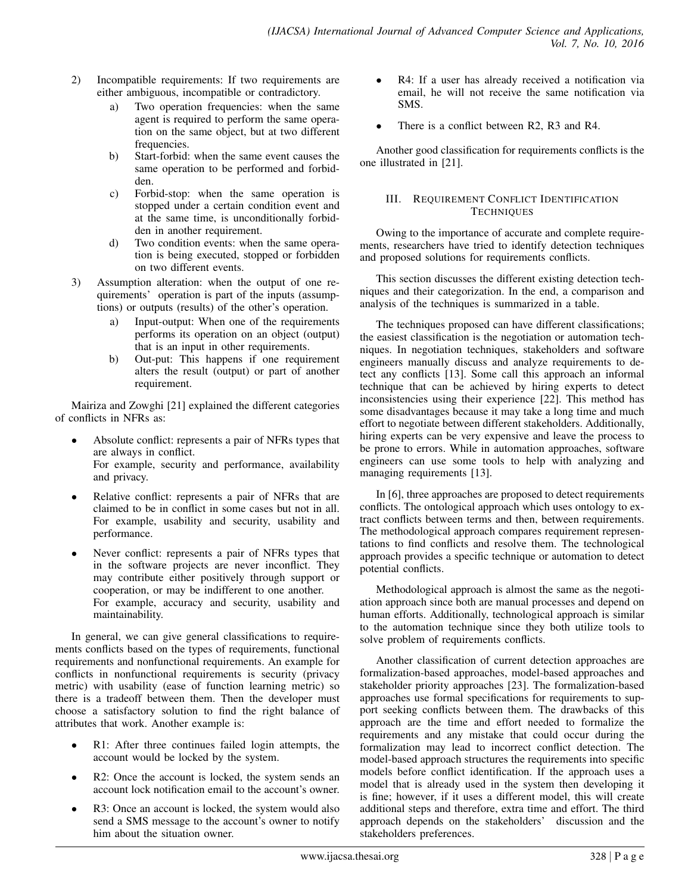2) Incompatible requirements: If two requirements are either ambiguous, incompatible or contradictory.
   a) Two operation frequencies: when the same agent is required to perform the same operation on the same object, but at two different frequencies.
   b) Start-forbid: when the same event causes the same operation to be performed and forbidden.
   c) Forbid-stop: when the same operation is stopped under a certain condition event and at the same time, is unconditionally forbidden in another requirement.
   d) Two condition events: when the same operation is being executed, stopped or forbidden on two different events.
3) Assumption alteration: when the output of one requirements' operation is part of the inputs (assumptions) or outputs (results) of the other's operation.
   a) Input-output: When one of the requirements performs its operation on an object (output) that is an input in other requirements.
   b) Out-put: This happens if one requirement alters the result (output) or part of another requirement.

Mairiza and Zowghi [21] explained the different categories of conflicts in NFRs as:

- Absolute conflict: represents a pair of NFRs types that are always in conflict.
  For example, security and performance, availability and privacy.
- Relative conflict: represents a pair of NFRs that are claimed to be in conflict in some cases but not in all. For example, usability and security, usability and performance.
- Never conflict: represents a pair of NFRs types that in the software projects are never inconflict. They may contribute either positively through support or cooperation, or may be indifferent to one another.
  For example, accuracy and security, usability and maintainability.

In general, we can give general classifications to requirements conflicts based on the types of requirements, functional requirements and nonfunctional requirements. An example for conflicts in nonfunctional requirements is security (privacy metric) with usability (ease of function learning metric) so there is a tradeoff between them. Then the developer must choose a satisfactory solution to find the right balance of attributes that work. Another example is:

- R1: After three continues failed login attempts, the account would be locked by the system.
- R2: Once the account is locked, the system sends an account lock notification email to the account's owner.
- R3: Once an account is locked, the system would also send a SMS message to the account's owner to notify him about the situation owner.
- R4: If a user has already received a notification via email, he will not receive the same notification via SMS.
- There is a conflict between R2, R3 and R4.

Another good classification for requirements conflicts is the one illustrated in [21].

## III. Requirement Conflict Identification Techniques

Owing to the importance of accurate and complete requirements, researchers have tried to identify detection techniques and proposed solutions for requirements conflicts.

This section discusses the different existing detection techniques and their categorization. In the end, a comparison and analysis of the techniques is summarized in a table.

The techniques proposed can have different classifications; the easiest classification is the negotiation or automation techniques. In negotiation techniques, stakeholders and software engineers manually discuss and analyze requirements to detect any conflicts [13]. Some call this approach an informal technique that can be achieved by hiring experts to detect inconsistencies using their experience [22]. This method has some disadvantages because it may take a long time and much effort to negotiate between different stakeholders. Additionally, hiring experts can be very expensive and leave the process to be prone to errors. While in automation approaches, software engineers can use some tools to help with analyzing and managing requirements [13].

In [6], three approaches are proposed to detect requirements conflicts. The ontological approach which uses ontology to extract conflicts between terms and then, between requirements. The methodological approach compares requirement representations to find conflicts and resolve them. The technological approach provides a specific technique or automation to detect potential conflicts.

Methodological approach is almost the same as the negotiation approach since both are manual processes and depend on human efforts. Additionally, technological approach is similar to the automation technique since they both utilize tools to solve problem of requirements conflicts.

Another classification of current detection approaches are formalization-based approaches, model-based approaches and stakeholder priority approaches [23]. The formalization-based approaches use formal specifications for requirements to support seeking conflicts between them. The drawbacks of this approach are the time and effort needed to formalize the requirements and any mistake that could occur during the formalization may lead to incorrect conflict detection. The model-based approach structures the requirements into specific models before conflict identification. If the approach uses a model that is already used in the system then developing it is fine; however, if it uses a different model, this will create additional steps and therefore, extra time and effort. The third approach depends on the stakeholders' discussion and the stakeholders preferences.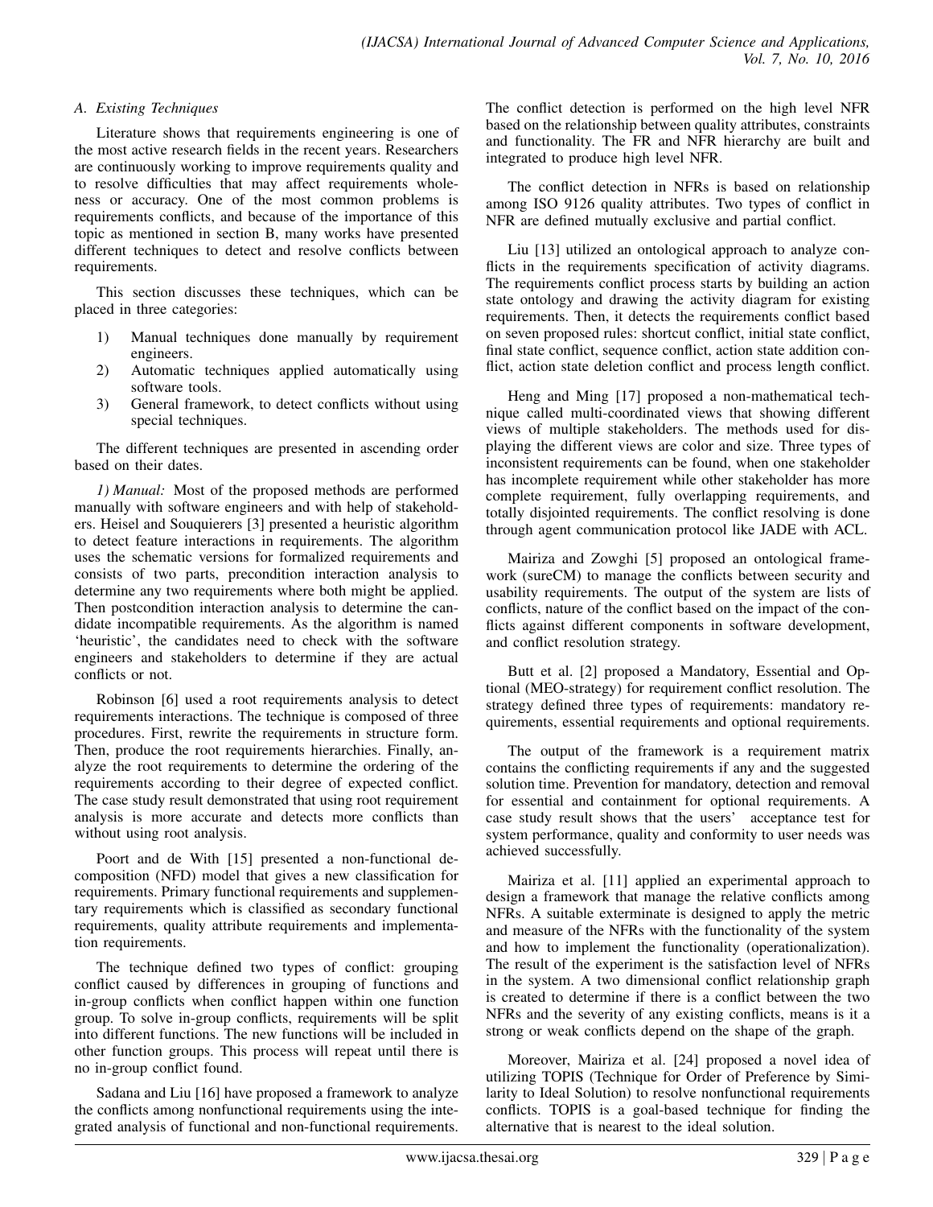### A. Existing Techniques

Literature shows that requirements engineering is one of the most active research fields in the recent years. Researchers are continuously working to improve requirements quality and to resolve difficulties that may affect requirements wholeness or accuracy. One of the most common problems is requirements conflicts, and because of the importance of this topic as mentioned in section B, many works have presented different techniques to detect and resolve conflicts between requirements.

This section discusses these techniques, which can be placed in three categories:

1) Manual techniques done manually by requirement engineers.
2) Automatic techniques applied automatically using software tools.
3) General framework, to detect conflicts without using special techniques.

The different techniques are presented in ascending order based on their dates.

*1) Manual:* Most of the proposed methods are performed manually with software engineers and with help of stakeholders. Heisel and Souquierers [3] presented a heuristic algorithm to detect feature interactions in requirements. The algorithm uses the schematic versions for formalized requirements and consists of two parts, precondition interaction analysis to determine any two requirements where both might be applied. Then postcondition interaction analysis to determine the candidate incompatible requirements. As the algorithm is named 'heuristic', the candidates need to check with the software engineers and stakeholders to determine if they are actual conflicts or not.

Robinson [6] used a root requirements analysis to detect requirements interactions. The technique is composed of three procedures. First, rewrite the requirements in structure form. Then, produce the root requirements hierarchies. Finally, analyze the root requirements to determine the ordering of the requirements according to their degree of expected conflict. The case study result demonstrated that using root requirement analysis is more accurate and detects more conflicts than without using root analysis.

Poort and de With [15] presented a non-functional decomposition (NFD) model that gives a new classification for requirements. Primary functional requirements and supplementary requirements which is classified as secondary functional requirements, quality attribute requirements and implementation requirements.

The technique defined two types of conflict: grouping conflict caused by differences in grouping of functions and in-group conflicts when conflict happen within one function group. To solve in-group conflicts, requirements will be split into different functions. The new functions will be included in other function groups. This process will repeat until there is no in-group conflict found.

Sadana and Liu [16] have proposed a framework to analyze the conflicts among nonfunctional requirements using the integrated analysis of functional and non-functional requirements. The conflict detection is performed on the high level NFR based on the relationship between quality attributes, constraints and functionality. The FR and NFR hierarchy are built and integrated to produce high level NFR.

The conflict detection in NFRs is based on relationship among ISO 9126 quality attributes. Two types of conflict in NFR are defined mutually exclusive and partial conflict.

Liu [13] utilized an ontological approach to analyze conflicts in the requirements specification of activity diagrams. The requirements conflict process starts by building an action state ontology and drawing the activity diagram for existing requirements. Then, it detects the requirements conflict based on seven proposed rules: shortcut conflict, initial state conflict, final state conflict, sequence conflict, action state addition conflict, action state deletion conflict and process length conflict.

Heng and Ming [17] proposed a non-mathematical technique called multi-coordinated views that showing different views of multiple stakeholders. The methods used for displaying the different views are color and size. Three types of inconsistent requirements can be found, when one stakeholder has incomplete requirement while other stakeholder has more complete requirement, fully overlapping requirements, and totally disjointed requirements. The conflict resolving is done through agent communication protocol like JADE with ACL.

Mairiza and Zowghi [5] proposed an ontological framework (sureCM) to manage the conflicts between security and usability requirements. The output of the system are lists of conflicts, nature of the conflict based on the impact of the conflicts against different components in software development, and conflict resolution strategy.

Butt et al. [2] proposed a Mandatory, Essential and Optional (MEO-strategy) for requirement conflict resolution. The strategy defined three types of requirements: mandatory requirements, essential requirements and optional requirements.

The output of the framework is a requirement matrix contains the conflicting requirements if any and the suggested solution time. Prevention for mandatory, detection and removal for essential and containment for optional requirements. A case study result shows that the users' acceptance test for system performance, quality and conformity to user needs was achieved successfully.

Mairiza et al. [11] applied an experimental approach to design a framework that manage the relative conflicts among NFRs. A suitable exterminate is designed to apply the metric and measure of the NFRs with the functionality of the system and how to implement the functionality (operationalization). The result of the experiment is the satisfaction level of NFRs in the system. A two dimensional conflict relationship graph is created to determine if there is a conflict between the two NFRs and the severity of any existing conflicts, means is it a strong or weak conflicts depend on the shape of the graph.

Moreover, Mairiza et al. [24] proposed a novel idea of utilizing TOPIS (Technique for Order of Preference by Similarity to Ideal Solution) to resolve nonfunctional requirements conflicts. TOPIS is a goal-based technique for finding the alternative that is nearest to the ideal solution.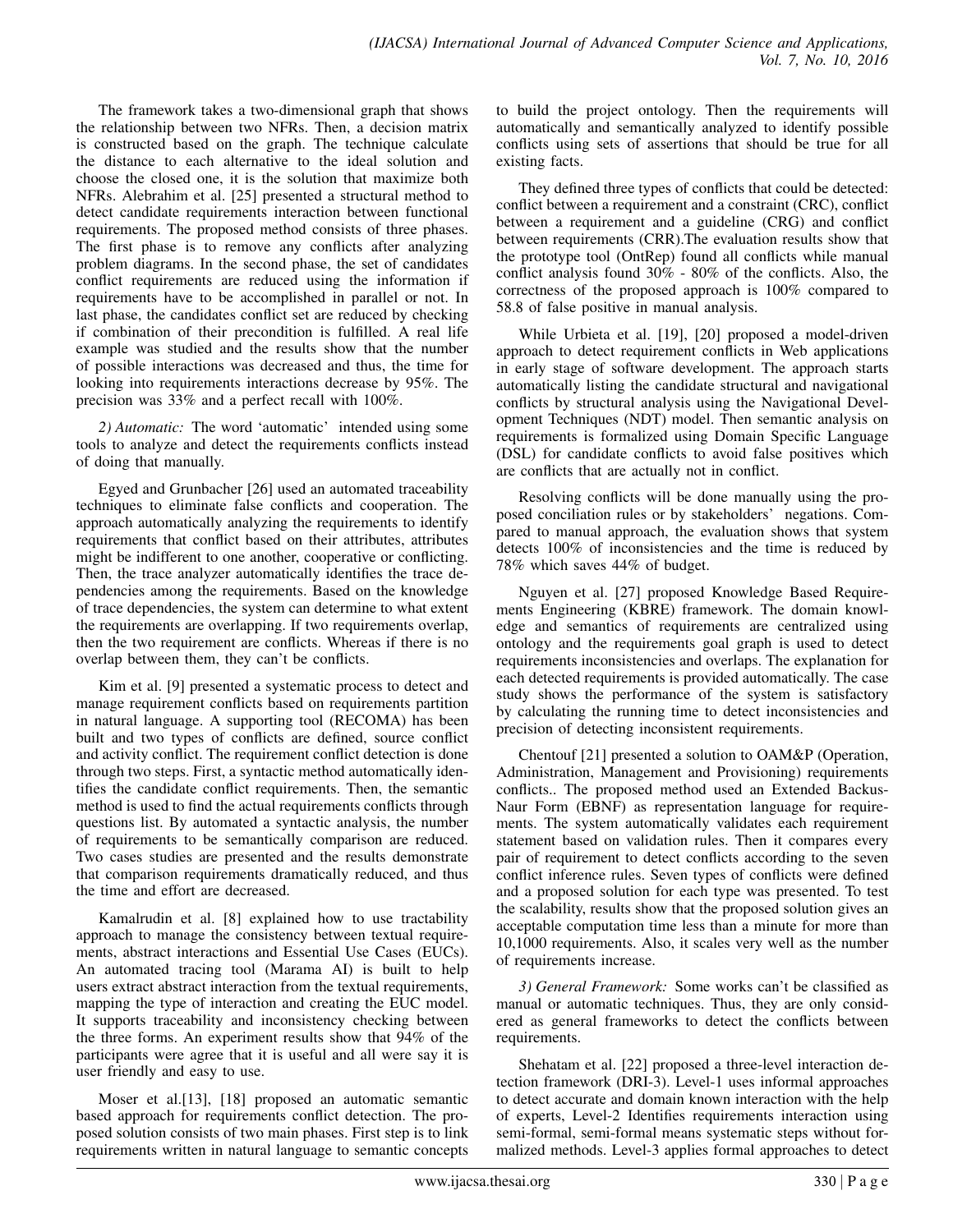The framework takes a two-dimensional graph that shows the relationship between two NFRs. Then, a decision matrix is constructed based on the graph. The technique calculate the distance to each alternative to the ideal solution and choose the closed one, it is the solution that maximize both NFRs. Alebrahim et al. [25] presented a structural method to detect candidate requirements interaction between functional requirements. The proposed method consists of three phases. The first phase is to remove any conflicts after analyzing problem diagrams. In the second phase, the set of candidates conflict requirements are reduced using the information if requirements have to be accomplished in parallel or not. In last phase, the candidates conflict set are reduced by checking if combination of their precondition is fulfilled. A real life example was studied and the results show that the number of possible interactions was decreased and thus, the time for looking into requirements interactions decrease by 95%. The precision was 33% and a perfect recall with 100%.

*2) Automatic:* The word 'automatic' intended using some tools to analyze and detect the requirements conflicts instead of doing that manually.

Egyed and Grunbacher [26] used an automated traceability techniques to eliminate false conflicts and cooperation. The approach automatically analyzing the requirements to identify requirements that conflict based on their attributes, attributes might be indifferent to one another, cooperative or conflicting. Then, the trace analyzer automatically identifies the trace dependencies among the requirements. Based on the knowledge of trace dependencies, the system can determine to what extent the requirements are overlapping. If two requirements overlap, then the two requirement are conflicts. Whereas if there is no overlap between them, they can't be conflicts.

Kim et al. [9] presented a systematic process to detect and manage requirement conflicts based on requirements partition in natural language. A supporting tool (RECOMA) has been built and two types of conflicts are defined, source conflict and activity conflict. The requirement conflict detection is done through two steps. First, a syntactic method automatically identifies the candidate conflict requirements. Then, the semantic method is used to find the actual requirements conflicts through questions list. By automated a syntactic analysis, the number of requirements to be semantically comparison are reduced. Two cases studies are presented and the results demonstrate that comparison requirements dramatically reduced, and thus the time and effort are decreased.

Kamalrudin et al. [8] explained how to use tractability approach to manage the consistency between textual requirements, abstract interactions and Essential Use Cases (EUCs). An automated tracing tool (Marama AI) is built to help users extract abstract interaction from the textual requirements, mapping the type of interaction and creating the EUC model. It supports traceability and inconsistency checking between the three forms. An experiment results show that 94% of the participants were agree that it is useful and all were say it is user friendly and easy to use.

Moser et al.[13], [18] proposed an automatic semantic based approach for requirements conflict detection. The proposed solution consists of two main phases. First step is to link requirements written in natural language to semantic concepts to build the project ontology. Then the requirements will automatically and semantically analyzed to identify possible conflicts using sets of assertions that should be true for all existing facts.

They defined three types of conflicts that could be detected: conflict between a requirement and a constraint (CRC), conflict between a requirement and a guideline (CRG) and conflict between requirements (CRR).The evaluation results show that the prototype tool (OntRep) found all conflicts while manual conflict analysis found 30% - 80% of the conflicts. Also, the correctness of the proposed approach is 100% compared to 58.8 of false positive in manual analysis.

While Urbieta et al. [19], [20] proposed a model-driven approach to detect requirement conflicts in Web applications in early stage of software development. The approach starts automatically listing the candidate structural and navigational conflicts by structural analysis using the Navigational Development Techniques (NDT) model. Then semantic analysis on requirements is formalized using Domain Specific Language (DSL) for candidate conflicts to avoid false positives which are conflicts that are actually not in conflict.

Resolving conflicts will be done manually using the proposed conciliation rules or by stakeholders' negations. Compared to manual approach, the evaluation shows that system detects 100% of inconsistencies and the time is reduced by 78% which saves 44% of budget.

Nguyen et al. [27] proposed Knowledge Based Requirements Engineering (KBRE) framework. The domain knowledge and semantics of requirements are centralized using ontology and the requirements goal graph is used to detect requirements inconsistencies and overlaps. The explanation for each detected requirements is provided automatically. The case study shows the performance of the system is satisfactory by calculating the running time to detect inconsistencies and precision of detecting inconsistent requirements.

Chentouf [21] presented a solution to OAM&P (Operation, Administration, Management and Provisioning) requirements conflicts.. The proposed method used an Extended Backus-Naur Form (EBNF) as representation language for requirements. The system automatically validates each requirement statement based on validation rules. Then it compares every pair of requirement to detect conflicts according to the seven conflict inference rules. Seven types of conflicts were defined and a proposed solution for each type was presented. To test the scalability, results show that the proposed solution gives an acceptable computation time less than a minute for more than 10,1000 requirements. Also, it scales very well as the number of requirements increase.

*3) General Framework:* Some works can't be classified as manual or automatic techniques. Thus, they are only considered as general frameworks to detect the conflicts between requirements.

Shehatam et al. [22] proposed a three-level interaction detection framework (DRI-3). Level-1 uses informal approaches to detect accurate and domain known interaction with the help of experts, Level-2 Identifies requirements interaction using semi-formal, semi-formal means systematic steps without formalized methods. Level-3 applies formal approaches to detect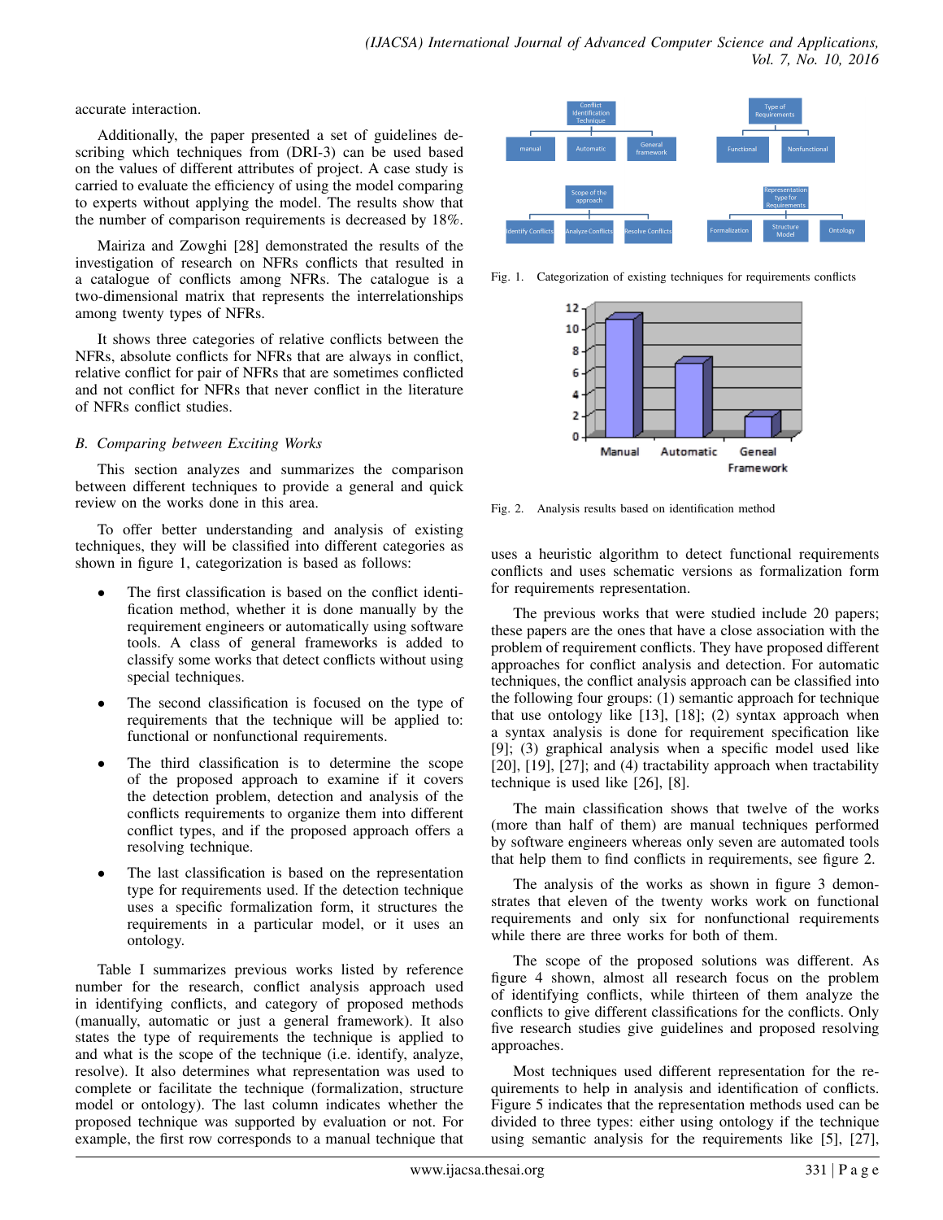accurate interaction.

Additionally, the paper presented a set of guidelines describing which techniques from (DRI-3) can be used based on the values of different attributes of project. A case study is carried to evaluate the efficiency of using the model comparing to experts without applying the model. The results show that the number of comparison requirements is decreased by 18%.

Mairiza and Zowghi [28] demonstrated the results of the investigation of research on NFRs conflicts that resulted in a catalogue of conflicts among NFRs. The catalogue is a two-dimensional matrix that represents the interrelationships among twenty types of NFRs.

It shows three categories of relative conflicts between the NFRs, absolute conflicts for NFRs that are always in conflict, relative conflict for pair of NFRs that are sometimes conflicted and not conflict for NFRs that never conflict in the literature of NFRs conflict studies.

### *B. Comparing between Exciting Works*

This section analyzes and summarizes the comparison between different techniques to provide a general and quick review on the works done in this area.

To offer better understanding and analysis of existing techniques, they will be classified into different categories as shown in figure 1, categorization is based as follows:

- The first classification is based on the conflict identification method, whether it is done manually by the requirement engineers or automatically using software tools. A class of general frameworks is added to classify some works that detect conflicts without using special techniques.
- The second classification is focused on the type of requirements that the technique will be applied to: functional or nonfunctional requirements.
- The third classification is to determine the scope of the proposed approach to examine if it covers the detection problem, detection and analysis of the conflicts requirements to organize them into different conflict types, and if the proposed approach offers a resolving technique.
- The last classification is based on the representation type for requirements used. If the detection technique uses a specific formalization form, it structures the requirements in a particular model, or it uses an ontology.

Table I summarizes previous works listed by reference number for the research, conflict analysis approach used in identifying conflicts, and category of proposed methods (manually, automatic or just a general framework). It also states the type of requirements the technique is applied to and what is the scope of the technique (i.e. identify, analyze, resolve). It also determines what representation was used to complete or facilitate the technique (formalization, structure model or ontology). The last column indicates whether the proposed technique was supported by evaluation or not. For example, the first row corresponds to a manual technique that uses a heuristic algorithm to detect functional requirements conflicts and uses schematic versions as formalization form for requirements representation.

Fig. 1. Categorization of existing techniques for requirements conflicts

Fig. 2. Analysis results based on identification method

The previous works that were studied include 20 papers; these papers are the ones that have a close association with the problem of requirement conflicts. They have proposed different approaches for conflict analysis and detection. For automatic techniques, the conflict analysis approach can be classified into the following four groups: (1) semantic approach for technique that use ontology like [13], [18]; (2) syntax approach when a syntax analysis is done for requirement specification like [9]; (3) graphical analysis when a specific model used like [20], [19], [27]; and (4) tractability approach when tractability technique is used like [26], [8].

The main classification shows that twelve of the works (more than half of them) are manual techniques performed by software engineers whereas only seven are automated tools that help them to find conflicts in requirements, see figure 2.

The analysis of the works as shown in figure 3 demonstrates that eleven of the twenty works work on functional requirements and only six for nonfunctional requirements while there are three works for both of them.

The scope of the proposed solutions was different. As figure 4 shown, almost all research focus on the problem of identifying conflicts, while thirteen of them analyze the conflicts to give different classifications for the conflicts. Only five research studies give guidelines and proposed resolving approaches.

Most techniques used different representation for the requirements to help in analysis and identification of conflicts. Figure 5 indicates that the representation methods used can be divided to three types: either using ontology if the technique using semantic analysis for the requirements like [5], [27],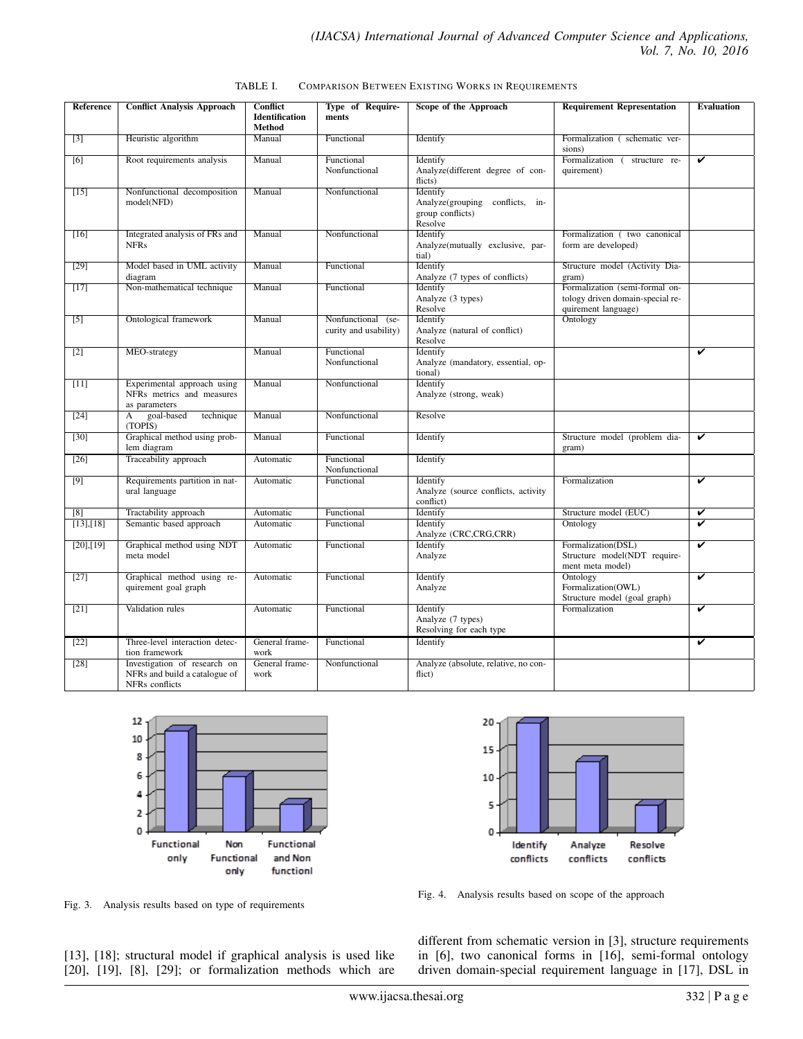TABLE I. COMPARISON BETWEEN EXISTING WORKS IN REQUIREMENTS

| Reference | Conflict Analysis Approach | Conflict Identification Method | Type of Requirements | Scope of the Approach | Requirement Representation | Evaluation |
|---|---|---|---|---|---|---|
| [3] | Heuristic algorithm | Manual | Functional | Identify | Formalization ( schematic versions) | |
| [6] | Root requirements analysis | Manual | Functional Nonfunctional | Identify Analyze(different degree of conflicts) | Formalization ( structure requirement) | ✔ |
| [15] | Nonfunctional decomposition model(NFD) | Manual | Nonfunctional | Identify Analyze(grouping conflicts, in-group conflicts) Resolve | | |
| [16] | Integrated analysis of FRs and NFRs | Manual | Nonfunctional | Identify Analyze(mutually exclusive, partial) | Formalization ( two canonical form are developed) | |
| [29] | Model based in UML activity diagram | Manual | Functional | Identify Analyze (7 types of conflicts) | Structure model (Activity Diagram) | |
| [17] | Non-mathematical technique | Manual | Functional | Identify Analyze (3 types) Resolve | Formalization (semi-formal ontology driven domain-special requirement language) | |
| [5] | Ontological framework | Manual | Nonfunctional (security and usability) | Identify Analyze (natural of conflict) Resolve | Ontology | |
| [2] | MEO-strategy | Manual | Functional Nonfunctional | Identify Analyze (mandatory, essential, optional) | | ✔ |
| [11] | Experimental approach using NFRs metrics and measures as parameters | Manual | Nonfunctional | Identify Analyze (strong, weak) | | |
| [24] | A goal-based technique (TOPIS) | Manual | Nonfunctional | Resolve | | |
| [30] | Graphical method using problem diagram | Manual | Functional | Identify | Structure model (problem diagram) | ✔ |
| [26] | Traceability approach | Automatic | Functional Nonfunctional | Identify | | |
| [9] | Requirements partition in natural language | Automatic | Functional | Identify Analyze (source conflicts, activity conflict) | Formalization | ✔ |
| [8] | Tractability approach | Automatic | Functional | Identify | Structure model (EUC) | ✔ |
| [13],[18] | Semantic based approach | Automatic | Functional | Identify Analyze (CRC,CRG,CRR) | Ontology | ✔ |
| [20],[19] | Graphical method using NDT meta model | Automatic | Functional | Identify Analyze | Formalization(DSL) Structure model(NDT requirement meta model) | ✔ |
| [27] | Graphical method using requirement goal graph | Automatic | Functional | Identify Analyze | Ontology Formalization(OWL) Structure model (goal graph) | ✔ |
| [21] | Validation rules | Automatic | Functional | Identify Analyze (7 types) Resolving for each type | Formalization | ✔ |
| [22] | Three-level interaction detection framework | General framework | Functional | Identify | | ✔ |
| [28] | Investigation of research on NFRs and build a catalogue of NFRs conflicts | General framework | Nonfunctional | Analyze (absolute, relative, no conflict) | | |

Fig. 3. Analysis results based on type of requirements

Fig. 4. Analysis results based on scope of the approach

[13], [18]; structural model if graphical analysis is used like [20], [19], [8], [29]; or formalization methods which are different from schematic version in [3], structure requirements in [6], two canonical forms in [16], semi-formal ontology driven domain-special requirement language in [17], DSL in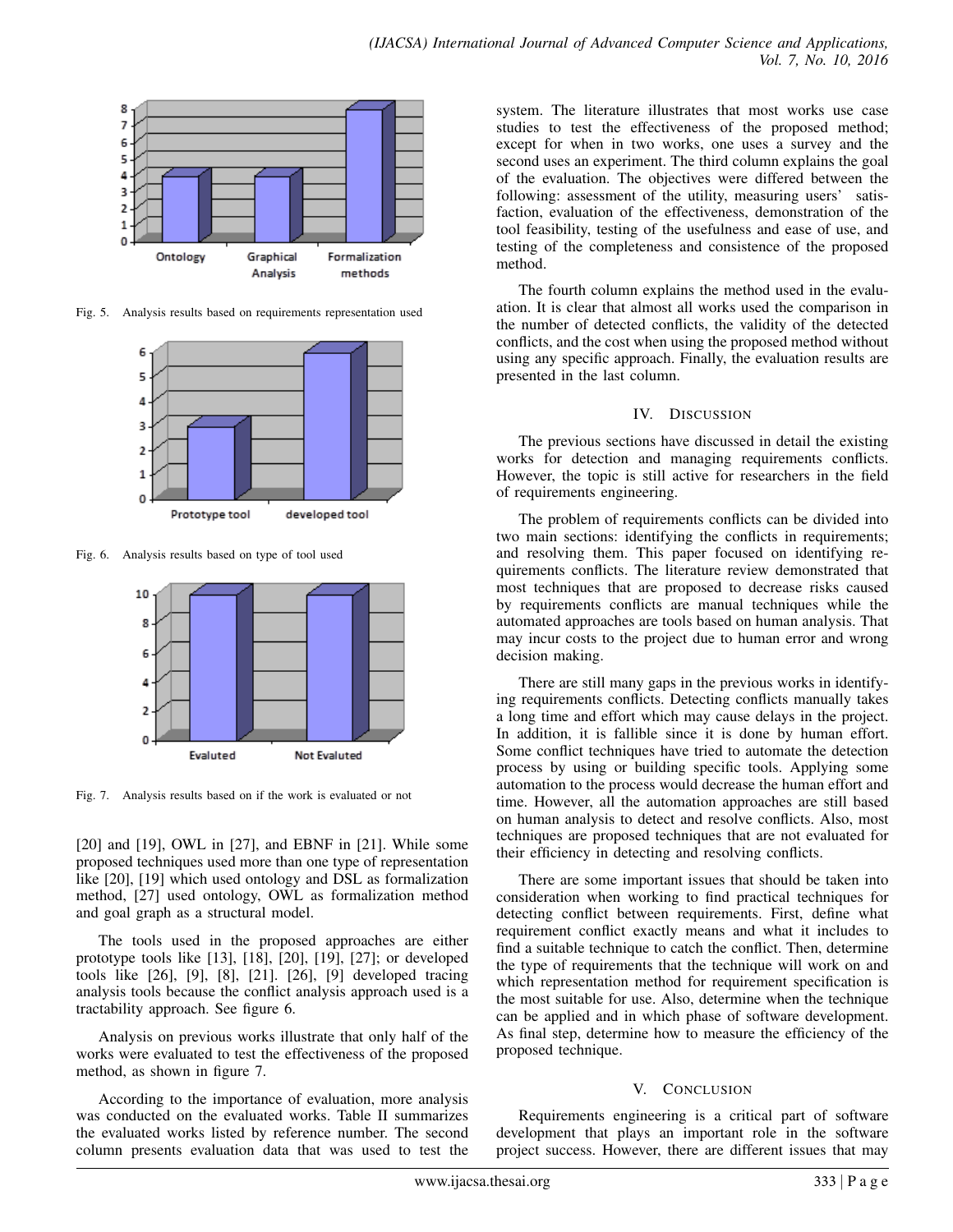Fig. 5. Analysis results based on requirements representation used

Fig. 6. Analysis results based on type of tool used

Fig. 7. Analysis results based on if the work is evaluated or not

[20] and [19], OWL in [27], and EBNF in [21]. While some proposed techniques used more than one type of representation like [20], [19] which used ontology and DSL as formalization method, [27] used ontology, OWL as formalization method and goal graph as a structural model.

The tools used in the proposed approaches are either prototype tools like [13], [18], [20], [19], [27]; or developed tools like [26], [9], [8], [21]. [26], [9] developed tracing analysis tools because the conflict analysis approach used is a tractability approach. See figure 6.

Analysis on previous works illustrate that only half of the works were evaluated to test the effectiveness of the proposed method, as shown in figure 7.

According to the importance of evaluation, more analysis was conducted on the evaluated works. Table II summarizes the evaluated works listed by reference number. The second column presents evaluation data that was used to test the system. The literature illustrates that most works use case studies to test the effectiveness of the proposed method; except for when in two works, one uses a survey and the second uses an experiment. The third column explains the goal of the evaluation. The objectives were differed between the following: assessment of the utility, measuring users' satisfaction, evaluation of the effectiveness, demonstration of the tool feasibility, testing of the usefulness and ease of use, and testing of the completeness and consistence of the proposed method.

The fourth column explains the method used in the evaluation. It is clear that almost all works used the comparison in the number of detected conflicts, the validity of the detected conflicts, and the cost when using the proposed method without using any specific approach. Finally, the evaluation results are presented in the last column.

## IV. Discussion

The previous sections have discussed in detail the existing works for detection and managing requirements conflicts. However, the topic is still active for researchers in the field of requirements engineering.

The problem of requirements conflicts can be divided into two main sections: identifying the conflicts in requirements; and resolving them. This paper focused on identifying requirements conflicts. The literature review demonstrated that most techniques that are proposed to decrease risks caused by requirements conflicts are manual techniques while the automated approaches are tools based on human analysis. That may incur costs to the project due to human error and wrong decision making.

There are still many gaps in the previous works in identifying requirements conflicts. Detecting conflicts manually takes a long time and effort which may cause delays in the project. In addition, it is fallible since it is done by human effort. Some conflict techniques have tried to automate the detection process by using or building specific tools. Applying some automation to the process would decrease the human effort and time. However, all the automation approaches are still based on human analysis to detect and resolve conflicts. Also, most techniques are proposed techniques that are not evaluated for their efficiency in detecting and resolving conflicts.

There are some important issues that should be taken into consideration when working to find practical techniques for detecting conflict between requirements. First, define what requirement conflict exactly means and what it includes to find a suitable technique to catch the conflict. Then, determine the type of requirements that the technique will work on and which representation method for requirement specification is the most suitable for use. Also, determine when the technique can be applied and in which phase of software development. As final step, determine how to measure the efficiency of the proposed technique.

## V. Conclusion

Requirements engineering is a critical part of software development that plays an important role in the software project success. However, there are different issues that may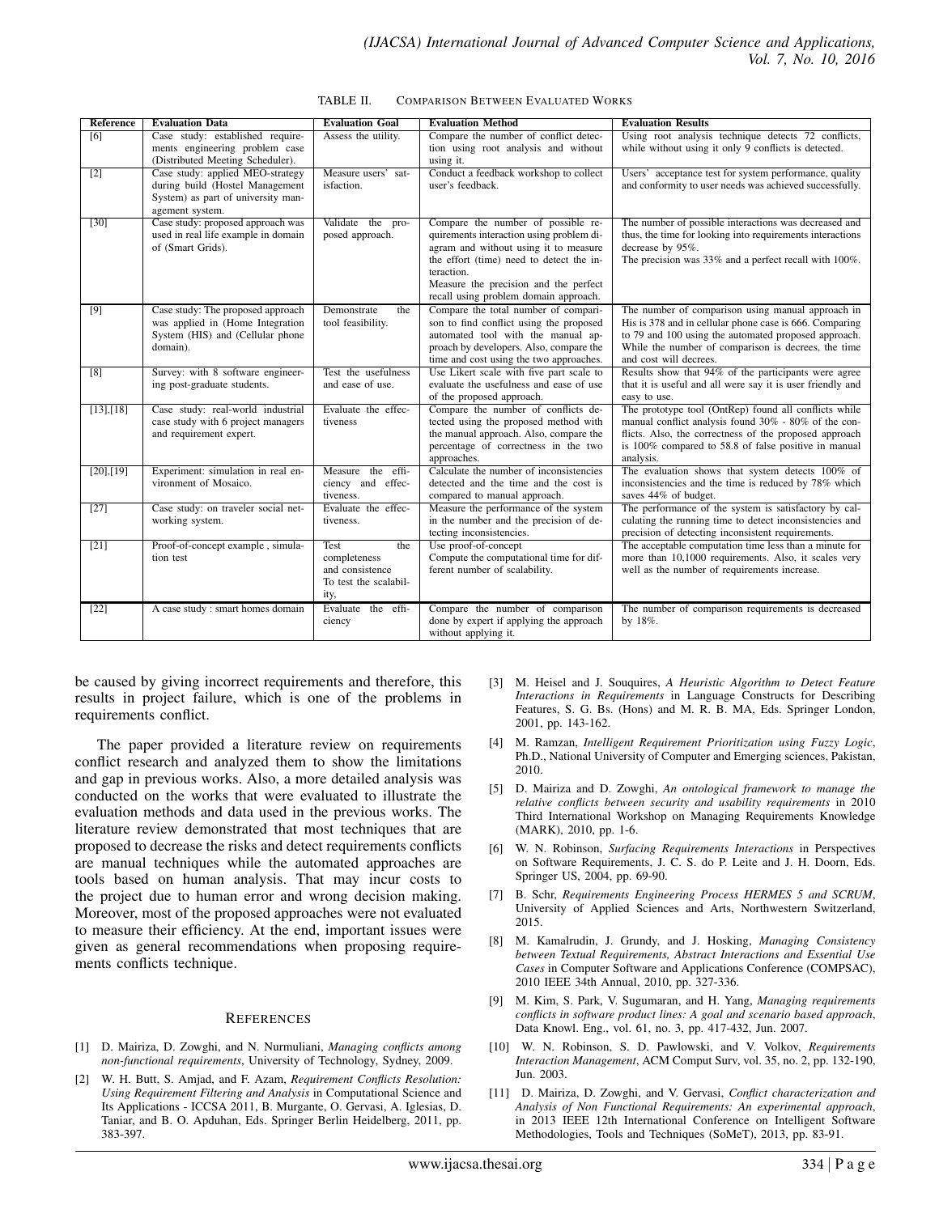TABLE II. COMPARISON BETWEEN EVALUATED WORKS

| Reference | Evaluation Data | Evaluation Goal | Evaluation Method | Evaluation Results |
|---|---|---|---|---|
| [6] | Case study: established requirements engineering problem case (Distributed Meeting Scheduler). | Assess the utility. | Compare the number of conflict detection using root analysis and without using it. | Using root analysis technique detects 72 conflicts, while without using it only 9 conflicts is detected. |
| [2] | Case study: applied MEO-strategy during build (Hostel Management System) as part of university management system. | Measure users' satisfaction. | Conduct a feedback workshop to collect user's feedback. | Users' acceptance test for system performance, quality and conformity to user needs was achieved successfully. |
| [30] | Case study: proposed approach was used in real life example in domain of (Smart Grids). | Validate the proposed approach. | Compare the number of possible requirements interaction using problem diagram and without using it to measure the effort (time) need to detect the interaction. Measure the precision and the perfect recall using problem domain approach. | The number of possible interactions was decreased and thus, the time for looking into requirements interactions decrease by 95%. The precision was 33% and a perfect recall with 100%. |
| [9] | Case study: The proposed approach was applied in (Home Integration System (HIS) and (Cellular phone domain). | Demonstrate the tool feasibility. | Compare the total number of comparison to find conflict using the proposed automated tool with the manual approach by developers. Also, compare the time and cost using the two approaches. | The number of comparison using manual approach in His is 378 and in cellular phone case is 666. Comparing to 79 and 100 using the automated proposed approach. While the number of comparison is decrees, the time and cost will decrees. |
| [8] | Survey: with 8 software engineering post-graduate students. | Test the usefulness and ease of use. | Use Likert scale with five part scale to evaluate the usefulness and ease of use of the proposed approach. | Results show that 94% of the participants were agree that it is useful and all were say it is user friendly and easy to use. |
| [13],[18] | Case study: real-world industrial case study with 6 project managers and requirement expert. | Evaluate the effectiveness | Compare the number of conflicts detected using the proposed method with the manual approach. Also, compare the percentage of correctness in the two approaches. | The prototype tool (OntRep) found all conflicts while manual conflict analysis found 30% - 80% of the conflicts. Also, the correctness of the proposed approach is 100% compared to 58.8 of false positive in manual analysis. |
| [20],[19] | Experiment: simulation in real environment of Mosaico. | Measure the efficiency and effectiveness. | Calculate the number of inconsistencies detected and the time and the cost is compared to manual approach. | The evaluation shows that system detects 100% of inconsistencies and the time is reduced by 78% which saves 44% of budget. |
| [27] | Case study: on traveler social networking system. | Evaluate the effectiveness. | Measure the performance of the system in the number and the precision of detecting inconsistencies. | The performance of the system is satisfactory by calculating the running time to detect inconsistencies and precision of detecting inconsistent requirements. |
| [21] | Proof-of-concept example , simulation test | Test the completeness and consistence To test the scalability, | Use proof-of-concept Compute the computational time for different number of scalability. | The acceptable computation time less than a minute for more than 10,1000 requirements. Also, it scales very well as the number of requirements increase. |
| [22] | A case study : smart homes domain | Evaluate the efficiency | Compare the number of comparison done by expert if applying the approach without applying it. | The number of comparison requirements is decreased by 18%. |

be caused by giving incorrect requirements and therefore, this results in project failure, which is one of the problems in requirements conflict.

The paper provided a literature review on requirements conflict research and analyzed them to show the limitations and gap in previous works. Also, a more detailed analysis was conducted on the works that were evaluated to illustrate the evaluation methods and data used in the previous works. The literature review demonstrated that most techniques that are proposed to decrease the risks and detect requirements conflicts are manual techniques while the automated approaches are tools based on human analysis. That may incur costs to the project due to human error and wrong decision making. Moreover, most of the proposed approaches were not evaluated to measure their efficiency. At the end, important issues were given as general recommendations when proposing requirements conflicts technique.

## REFERENCES

[1] D. Mairiza, D. Zowghi, and N. Nurmuliani, *Managing conflicts among non-functional requirements*, University of Technology, Sydney, 2009.

[2] W. H. Butt, S. Amjad, and F. Azam, *Requirement Conflicts Resolution: Using Requirement Filtering and Analysis* in Computational Science and Its Applications - ICCSA 2011, B. Murgante, O. Gervasi, A. Iglesias, D. Taniar, and B. O. Apduhan, Eds. Springer Berlin Heidelberg, 2011, pp. 383-397.

[3] M. Heisel and J. Souquires, *A Heuristic Algorithm to Detect Feature Interactions in Requirements* in Language Constructs for Describing Features, S. G. Bs. (Hons) and M. R. B. MA, Eds. Springer London, 2001, pp. 143-162.

[4] M. Ramzan, *Intelligent Requirement Prioritization using Fuzzy Logic*, Ph.D., National University of Computer and Emerging sciences, Pakistan, 2010.

[5] D. Mairiza and D. Zowghi, *An ontological framework to manage the relative conflicts between security and usability requirements* in 2010 Third International Workshop on Managing Requirements Knowledge (MARK), 2010, pp. 1-6.

[6] W. N. Robinson, *Surfacing Requirements Interactions* in Perspectives on Software Requirements, J. C. S. do P. Leite and J. H. Doorn, Eds. Springer US, 2004, pp. 69-90.

[7] B. Schr, *Requirements Engineering Process HERMES 5 and SCRUM*, University of Applied Sciences and Arts, Northwestern Switzerland, 2015.

[8] M. Kamalrudin, J. Grundy, and J. Hosking, *Managing Consistency between Textual Requirements, Abstract Interactions and Essential Use Cases* in Computer Software and Applications Conference (COMPSAC), 2010 IEEE 34th Annual, 2010, pp. 327-336.

[9] M. Kim, S. Park, V. Sugumaran, and H. Yang, *Managing requirements conflicts in software product lines: A goal and scenario based approach*, Data Knowl. Eng., vol. 61, no. 3, pp. 417-432, Jun. 2007.

[10] W. N. Robinson, S. D. Pawlowski, and V. Volkov, *Requirements Interaction Management*, ACM Comput Surv, vol. 35, no. 2, pp. 132-190, Jun. 2003.

[11] D. Mairiza, D. Zowghi, and V. Gervasi, *Conflict characterization and Analysis of Non Functional Requirements: An experimental approach*, in 2013 IEEE 12th International Conference on Intelligent Software Methodologies, Tools and Techniques (SoMeT), 2013, pp. 83-91.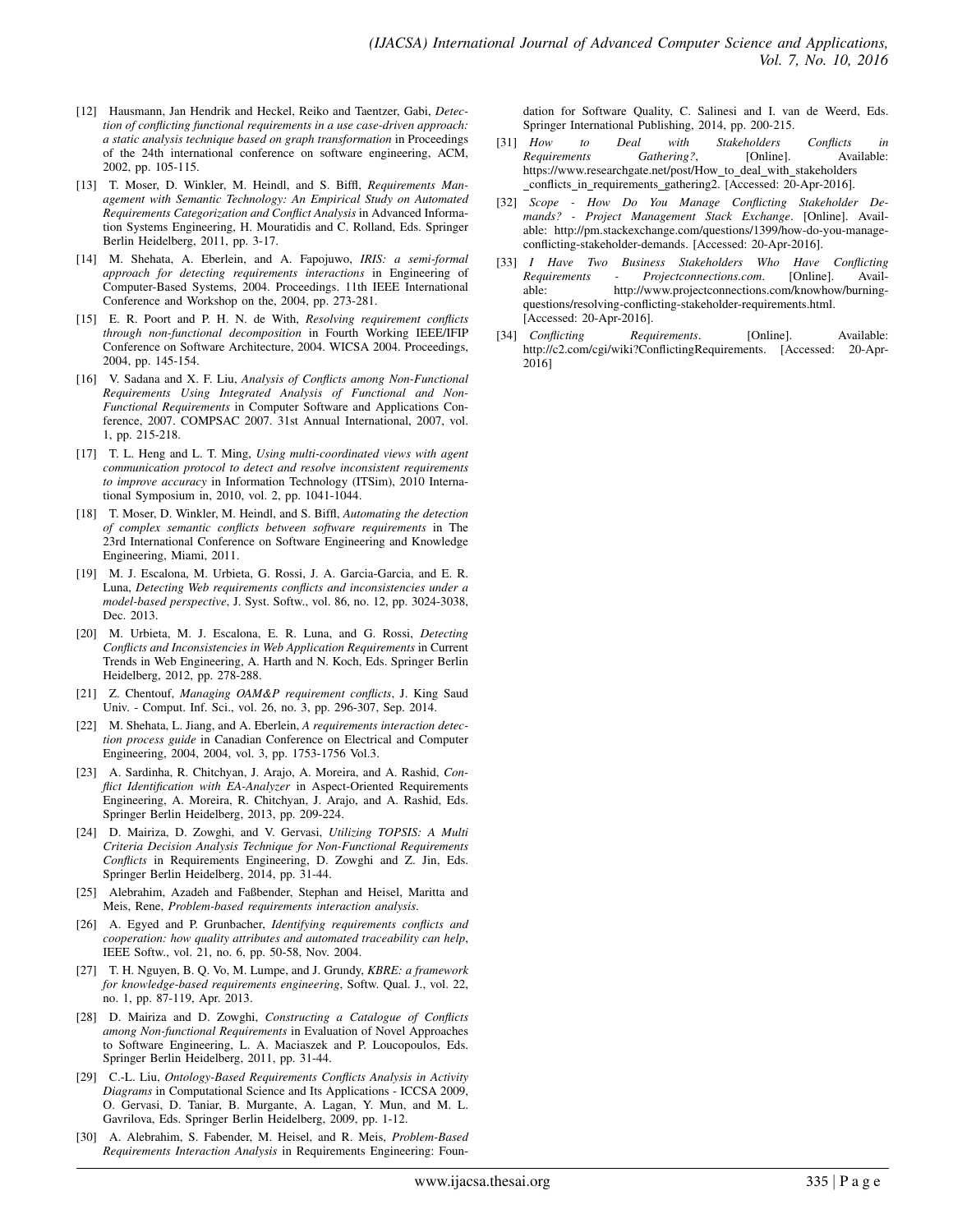[12] Hausmann, Jan Hendrik and Heckel, Reiko and Taentzer, Gabi, *Detection of conflicting functional requirements in a use case-driven approach: a static analysis technique based on graph transformation* in Proceedings of the 24th international conference on software engineering, ACM, 2002, pp. 105-115.

[13] T. Moser, D. Winkler, M. Heindl, and S. Biffl, *Requirements Management with Semantic Technology: An Empirical Study on Automated Requirements Categorization and Conflict Analysis* in Advanced Information Systems Engineering, H. Mouratidis and C. Rolland, Eds. Springer Berlin Heidelberg, 2011, pp. 3-17.

[14] M. Shehata, A. Eberlein, and A. Fapojuwo, *IRIS: a semi-formal approach for detecting requirements interactions* in Engineering of Computer-Based Systems, 2004. Proceedings. 11th IEEE International Conference and Workshop on the, 2004, pp. 273-281.

[15] E. R. Poort and P. H. N. de With, *Resolving requirement conflicts through non-functional decomposition* in Fourth Working IEEE/IFIP Conference on Software Architecture, 2004. WICSA 2004. Proceedings, 2004, pp. 145-154.

[16] V. Sadana and X. F. Liu, *Analysis of Conflicts among Non-Functional Requirements Using Integrated Analysis of Functional and Non-Functional Requirements* in Computer Software and Applications Conference, 2007. COMPSAC 2007. 31st Annual International, 2007, vol. 1, pp. 215-218.

[17] T. L. Heng and L. T. Ming, *Using multi-coordinated views with agent communication protocol to detect and resolve inconsistent requirements to improve accuracy* in Information Technology (ITSim), 2010 International Symposium in, 2010, vol. 2, pp. 1041-1044.

[18] T. Moser, D. Winkler, M. Heindl, and S. Biffl, *Automating the detection of complex semantic conflicts between software requirements* in The 23rd International Conference on Software Engineering and Knowledge Engineering, Miami, 2011.

[19] M. J. Escalona, M. Urbieta, G. Rossi, J. A. Garcia-Garcia, and E. R. Luna, *Detecting Web requirements conflicts and inconsistencies under a model-based perspective*, J. Syst. Softw., vol. 86, no. 12, pp. 3024-3038, Dec. 2013.

[20] M. Urbieta, M. J. Escalona, E. R. Luna, and G. Rossi, *Detecting Conflicts and Inconsistencies in Web Application Requirements* in Current Trends in Web Engineering, A. Harth and N. Koch, Eds. Springer Berlin Heidelberg, 2012, pp. 278-288.

[21] Z. Chentouf, *Managing OAM&P requirement conflicts*, J. King Saud Univ. - Comput. Inf. Sci., vol. 26, no. 3, pp. 296-307, Sep. 2014.

[22] M. Shehata, L. Jiang, and A. Eberlein, *A requirements interaction detection process guide* in Canadian Conference on Electrical and Computer Engineering, 2004, 2004, vol. 3, pp. 1753-1756 Vol.3.

[23] A. Sardinha, R. Chitchyan, J. Arajo, A. Moreira, and A. Rashid, *Conflict Identification with EA-Analyzer* in Aspect-Oriented Requirements Engineering, A. Moreira, R. Chitchyan, J. Arajo, and A. Rashid, Eds. Springer Berlin Heidelberg, 2013, pp. 209-224.

[24] D. Mairiza, D. Zowghi, and V. Gervasi, *Utilizing TOPSIS: A Multi Criteria Decision Analysis Technique for Non-Functional Requirements Conflicts* in Requirements Engineering, D. Zowghi and Z. Jin, Eds. Springer Berlin Heidelberg, 2014, pp. 31-44.

[25] Alebrahim, Azadeh and Faßbender, Stephan and Heisel, Maritta and Meis, Rene, *Problem-based requirements interaction analysis*.

[26] A. Egyed and P. Grunbacher, *Identifying requirements conflicts and cooperation: how quality attributes and automated traceability can help*, IEEE Softw., vol. 21, no. 6, pp. 50-58, Nov. 2004.

[27] T. H. Nguyen, B. Q. Vo, M. Lumpe, and J. Grundy, *KBRE: a framework for knowledge-based requirements engineering*, Softw. Qual. J., vol. 22, no. 1, pp. 87-119, Apr. 2013.

[28] D. Mairiza and D. Zowghi, *Constructing a Catalogue of Conflicts among Non-functional Requirements* in Evaluation of Novel Approaches to Software Engineering, L. A. Maciaszek and P. Loucopoulos, Eds. Springer Berlin Heidelberg, 2011, pp. 31-44.

[29] C.-L. Liu, *Ontology-Based Requirements Conflicts Analysis in Activity Diagrams* in Computational Science and Its Applications - ICCSA 2009, O. Gervasi, D. Taniar, B. Murgante, A. Lagan, Y. Mun, and M. L. Gavrilova, Eds. Springer Berlin Heidelberg, 2009, pp. 1-12.

[30] A. Alebrahim, S. Fabender, M. Heisel, and R. Meis, *Problem-Based Requirements Interaction Analysis* in Requirements Engineering: Foundation for Software Quality, C. Salinesi and I. van de Weerd, Eds. Springer International Publishing, 2014, pp. 200-215.

[31] *How to Deal with Stakeholders Conflicts in Requirements Gathering?*, [Online]. Available: https://www.researchgate.net/post/How_to_deal_with_stakeholders_conflicts_in_requirements_gathering2. [Accessed: 20-Apr-2016].

[32] *Scope - How Do You Manage Conflicting Stakeholder Demands? - Project Management Stack Exchange*. [Online]. Available: http://pm.stackexchange.com/questions/1399/how-do-you-manage-conflicting-stakeholder-demands. [Accessed: 20-Apr-2016].

[33] *I Have Two Business Stakeholders Who Have Conflicting Requirements - Projectconnections.com*. [Online]. Available: http://www.projectconnections.com/knowhow/burning-questions/resolving-conflicting-stakeholder-requirements.html. [Accessed: 20-Apr-2016].

[34] *Conflicting Requirements*. [Online]. Available: http://c2.com/cgi/wiki?ConflictingRequirements. [Accessed: 20-Apr-2016]